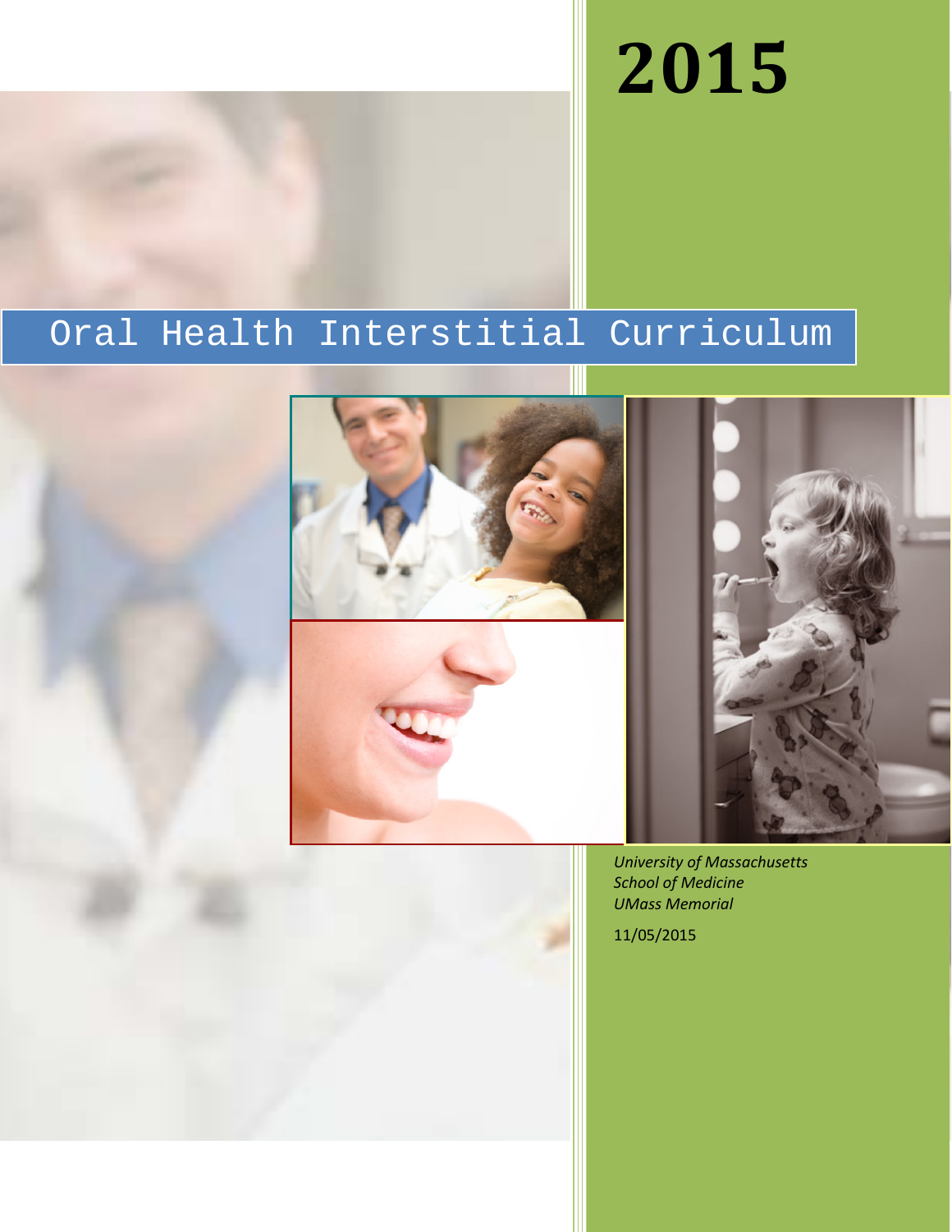# 2015

# Oral Health Interstitial Curriculum

*University of Massachusetts*
*School of Medicine*
*UMass Memorial*

11/05/2015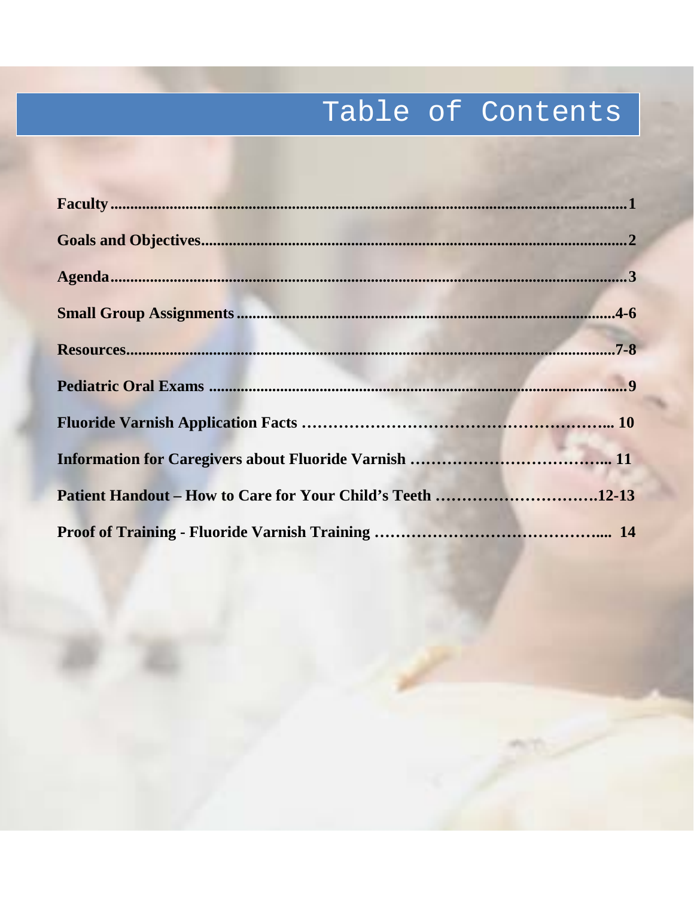# Table of Contents

**Faculty** ........................................................................................................................ **1**

**Goals and Objectives** ................................................................................................... **2**

**Agenda** ........................................................................................................................ **3**

**Small Group Assignments** ........................................................................................ **4-6**

**Resources** ................................................................................................................... **7-8**

**Pediatric Oral Exams** .................................................................................................. **9**

**Fluoride Varnish Application Facts** ………………………………………………... **10**

**Information for Caregivers about Fluoride Varnish** ………………………………... **11**

**Patient Handout – How to Care for Your Child's Teeth** ………………………….**12-13**

**Proof of Training - Fluoride Varnish Training** ……………………………………..... **14**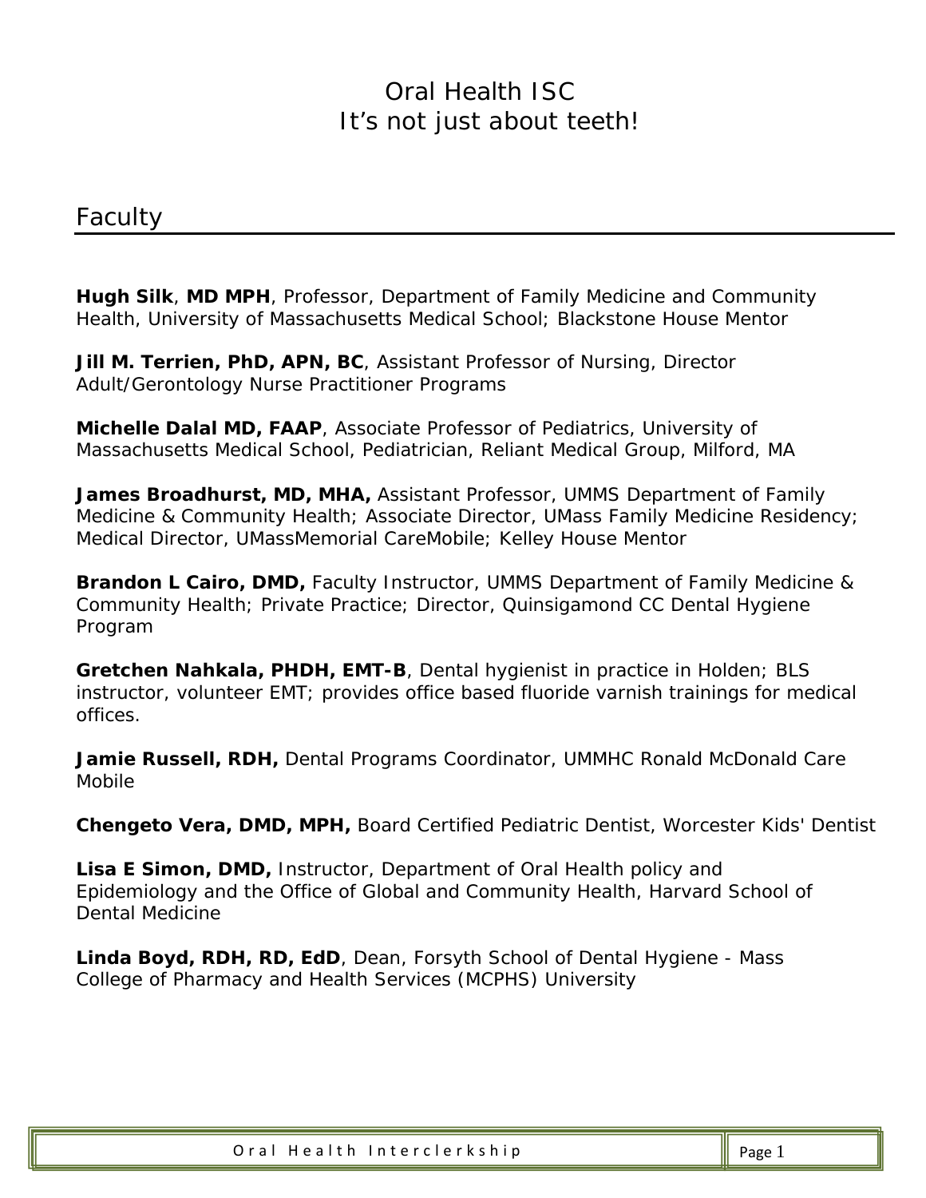# Oral Health ISC
# It's not just about teeth!

## Faculty

**Hugh Silk**, **MD MPH**, Professor, Department of Family Medicine and Community Health, University of Massachusetts Medical School; Blackstone House Mentor

**Jill M. Terrien, PhD, APN, BC**, Assistant Professor of Nursing, Director Adult/Gerontology Nurse Practitioner Programs

**Michelle Dalal MD, FAAP**, Associate Professor of Pediatrics, University of Massachusetts Medical School, Pediatrician, Reliant Medical Group, Milford, MA

**James Broadhurst, MD, MHA,** Assistant Professor, UMMS Department of Family Medicine & Community Health; Associate Director, UMass Family Medicine Residency; Medical Director, UMassMemorial CareMobile; Kelley House Mentor

**Brandon L Cairo, DMD,** Faculty Instructor, UMMS Department of Family Medicine & Community Health; Private Practice; Director, Quinsigamond CC Dental Hygiene Program

**Gretchen Nahkala, PHDH, EMT-B**, Dental hygienist in practice in Holden; BLS instructor, volunteer EMT; provides office based fluoride varnish trainings for medical offices.

**Jamie Russell, RDH,** Dental Programs Coordinator, UMMHC Ronald McDonald Care Mobile

**Chengeto Vera, DMD, MPH,** Board Certified Pediatric Dentist, Worcester Kids' Dentist

**Lisa E Simon, DMD,** Instructor, Department of Oral Health policy and Epidemiology and the Office of Global and Community Health, Harvard School of Dental Medicine

**Linda Boyd, RDH, RD, EdD**, Dean, Forsyth School of Dental Hygiene - Mass College of Pharmacy and Health Services (MCPHS) University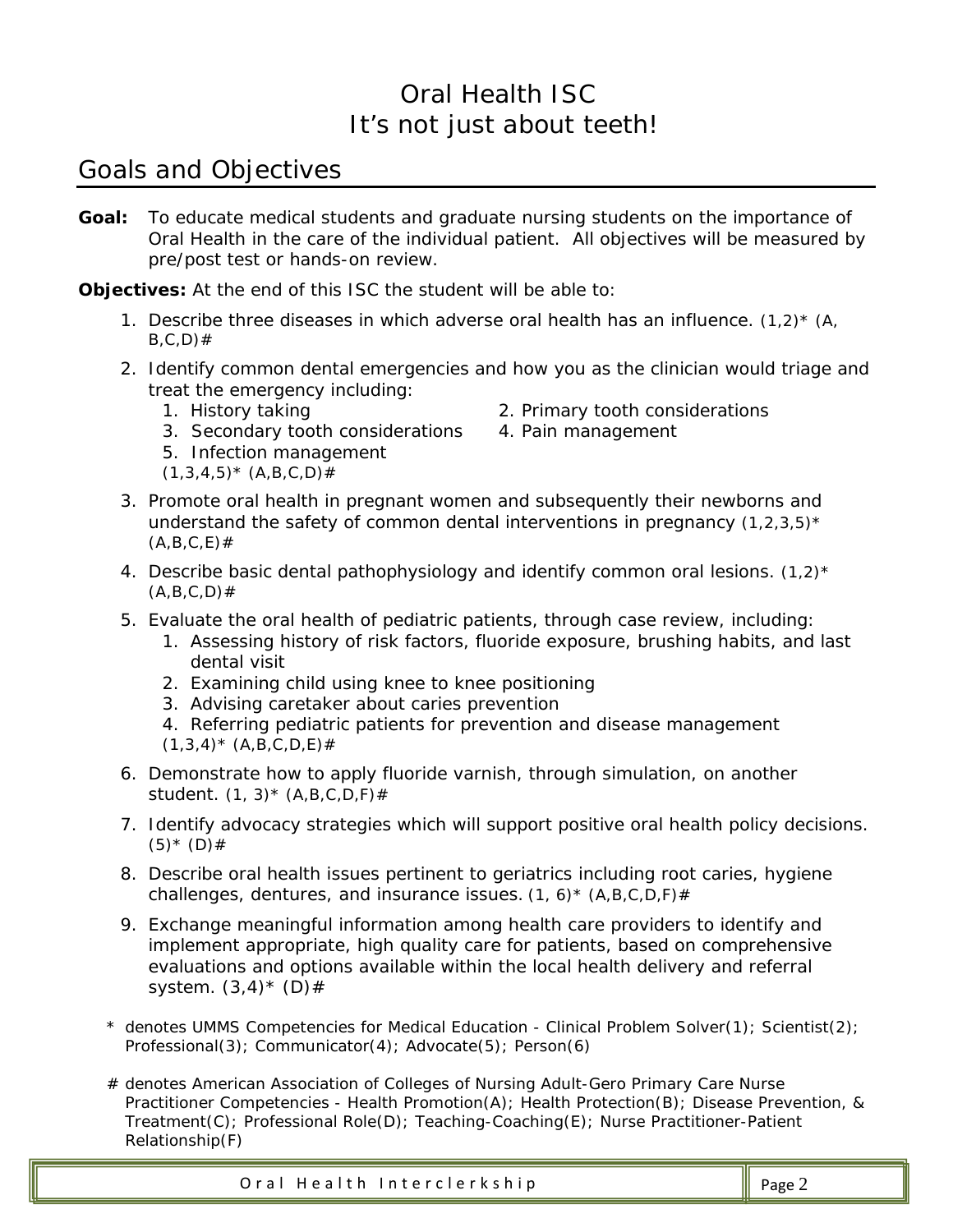# Oral Health ISC
# It's not just about teeth!

## Goals and Objectives

**Goal:** To educate medical students and graduate nursing students on the importance of Oral Health in the care of the individual patient. All objectives will be measured by pre/post test or hands-on review.

**Objectives:** At the end of this ISC the student will be able to:

1. Describe three diseases in which adverse oral health has an influence. (1,2)* (A, B,C,D)#
2. Identify common dental emergencies and how you as the clinician would triage and treat the emergency including:
   1. History taking
   2. Primary tooth considerations
   3. Secondary tooth considerations
   4. Pain management
   5. Infection management

   (1,3,4,5)* (A,B,C,D)#
3. Promote oral health in pregnant women and subsequently their newborns and understand the safety of common dental interventions in pregnancy (1,2,3,5)* (A,B,C,E)#
4. Describe basic dental pathophysiology and identify common oral lesions. (1,2)* (A,B,C,D)#
5. Evaluate the oral health of pediatric patients, through case review, including:
   1. Assessing history of risk factors, fluoride exposure, brushing habits, and last dental visit
   2. Examining child using knee to knee positioning
   3. Advising caretaker about caries prevention
   4. Referring pediatric patients for prevention and disease management

   (1,3,4)* (A,B,C,D,E)#
6. Demonstrate how to apply fluoride varnish, through simulation, on another student. (1, 3)* (A,B,C,D,F)#
7. Identify advocacy strategies which will support positive oral health policy decisions. (5)* (D)#
8. Describe oral health issues pertinent to geriatrics including root caries, hygiene challenges, dentures, and insurance issues. (1, 6)* (A,B,C,D,F)#
9. Exchange meaningful information among health care providers to identify and implement appropriate, high quality care for patients, based on comprehensive evaluations and options available within the local health delivery and referral system. (3,4)* (D)#

\* denotes UMMS Competencies for Medical Education - Clinical Problem Solver(1); Scientist(2); Professional(3); Communicator(4); Advocate(5); Person(6)

\# denotes American Association of Colleges of Nursing Adult-Gero Primary Care Nurse Practitioner Competencies - Health Promotion(A); Health Protection(B); Disease Prevention, & Treatment(C); Professional Role(D); Teaching-Coaching(E); Nurse Practitioner-Patient Relationship(F)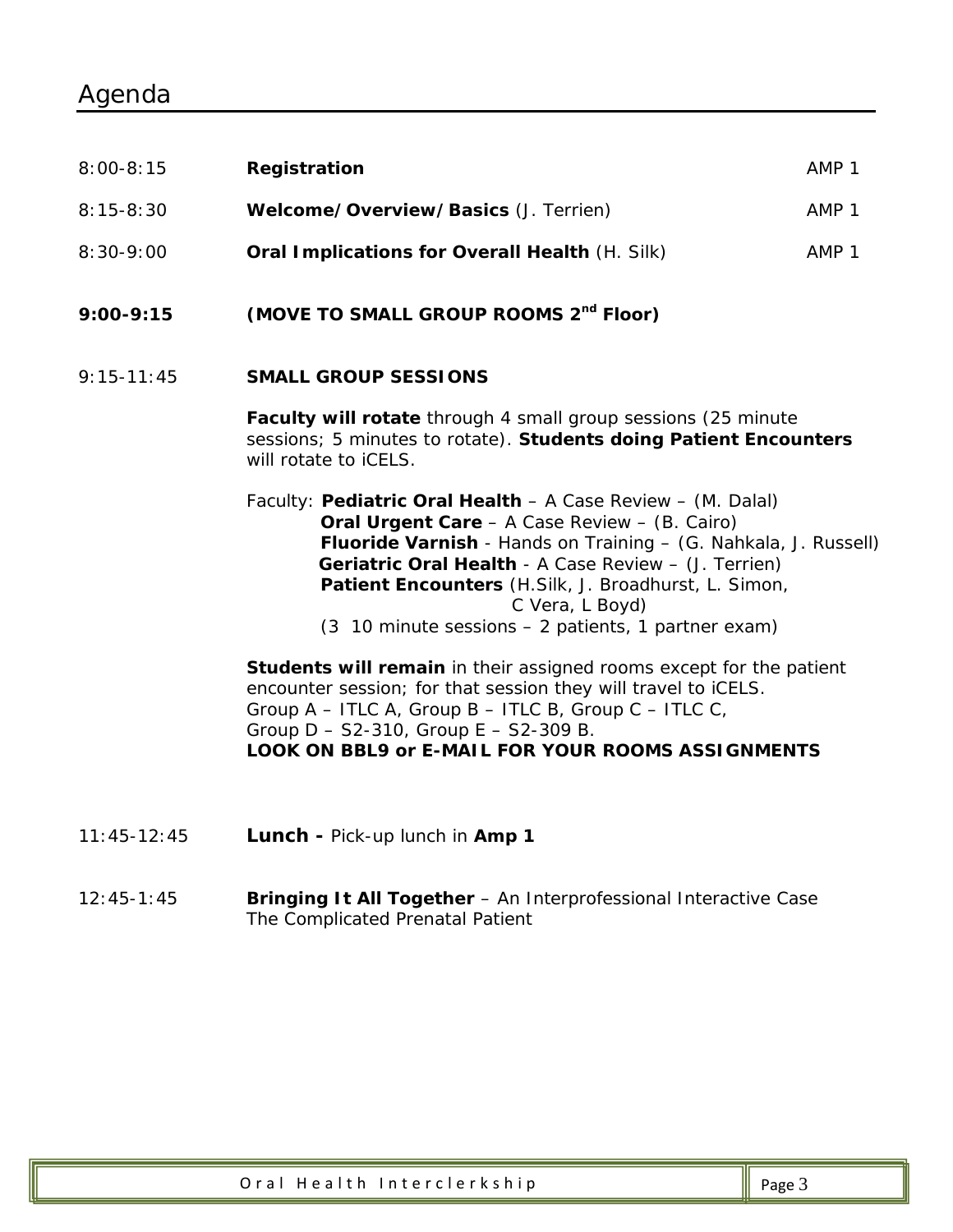# Agenda

| | | |
|---|---|---|
| 8:00-8:15 | **Registration** | AMP 1 |
| 8:15-8:30 | **Welcome/Overview/Basics** (J. Terrien) | AMP 1 |
| 8:30-9:00 | **Oral Implications for Overall Health** (H. Silk) | AMP 1 |

**9:00-9:15** **(MOVE TO SMALL GROUP ROOMS 2nd Floor)**

9:15-11:45 **SMALL GROUP SESSIONS**

**Faculty will rotate** through 4 small group sessions (25 minute sessions; 5 minutes to rotate). **Students doing Patient Encounters** will rotate to iCELS.

Faculty:
- **Pediatric Oral Health** – A Case Review – (M. Dalal)
- **Oral Urgent Care** – A Case Review – (B. Cairo)
- **Fluoride Varnish** - Hands on Training – (G. Nahkala, J. Russell)
- **Geriatric Oral Health** - A Case Review – (J. Terrien)
- **Patient Encounters** (H.Silk, J. Broadhurst, L. Simon, C Vera, L Boyd)
  (3 10 minute sessions – 2 patients, 1 partner exam)

**Students will remain** in their assigned rooms except for the patient encounter session; for that session they will travel to iCELS.
Group A – ITLC A, Group B – ITLC B, Group C – ITLC C,
Group D – S2-310, Group E – S2-309 B.
**LOOK ON BBL9 or E-MAIL FOR YOUR ROOMS ASSIGNMENTS**

11:45-12:45 **Lunch -** Pick-up lunch in **Amp 1**

12:45-1:45 **Bringing It All Together** – An Interprofessional Interactive Case
The Complicated Prenatal Patient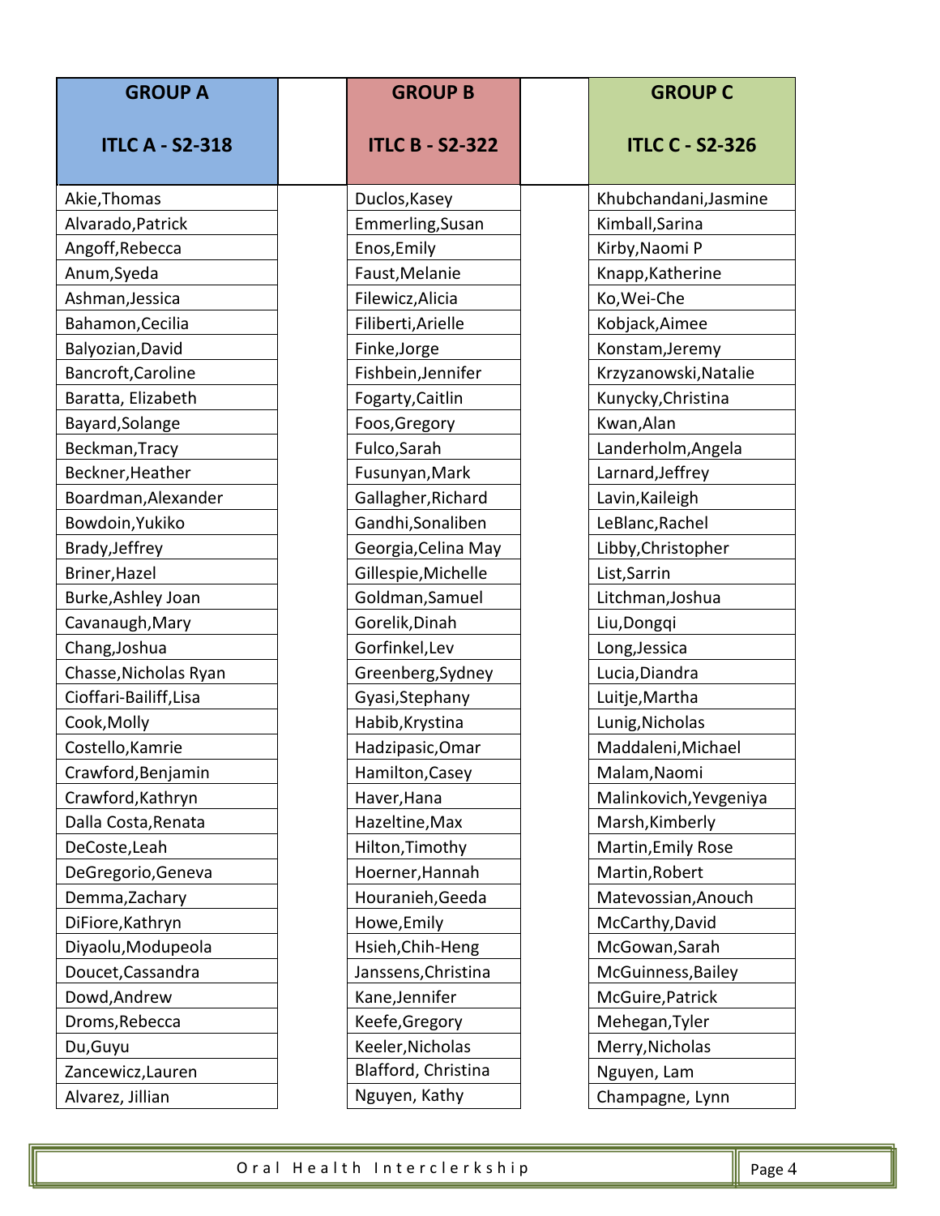| GROUP A<br><br>ITLC A - S2-318 | GROUP B<br><br>ITLC B - S2-322 | GROUP C<br><br>ITLC C - S2-326 |
|---|---|---|
| Akie,Thomas | Duclos,Kasey | Khubchandani,Jasmine |
| Alvarado,Patrick | Emmerling,Susan | Kimball,Sarina |
| Angoff,Rebecca | Enos,Emily | Kirby,Naomi P |
| Anum,Syeda | Faust,Melanie | Knapp,Katherine |
| Ashman,Jessica | Filewicz,Alicia | Ko,Wei-Che |
| Bahamon,Cecilia | Filiberti,Arielle | Kobjack,Aimee |
| Balyozian,David | Finke,Jorge | Konstam,Jeremy |
| Bancroft,Caroline | Fishbein,Jennifer | Krzyzanowski,Natalie |
| Baratta, Elizabeth | Fogarty,Caitlin | Kunycky,Christina |
| Bayard,Solange | Foos,Gregory | Kwan,Alan |
| Beckman,Tracy | Fulco,Sarah | Landerholm,Angela |
| Beckner,Heather | Fusunyan,Mark | Larnard,Jeffrey |
| Boardman,Alexander | Gallagher,Richard | Lavin,Kaileigh |
| Bowdoin,Yukiko | Gandhi,Sonaliben | LeBlanc,Rachel |
| Brady,Jeffrey | Georgia,Celina May | Libby,Christopher |
| Briner,Hazel | Gillespie,Michelle | List,Sarrin |
| Burke,Ashley Joan | Goldman,Samuel | Litchman,Joshua |
| Cavanaugh,Mary | Gorelik,Dinah | Liu,Dongqi |
| Chang,Joshua | Gorfinkel,Lev | Long,Jessica |
| Chasse,Nicholas Ryan | Greenberg,Sydney | Lucia,Diandra |
| Cioffari-Bailiff,Lisa | Gyasi,Stephany | Luitje,Martha |
| Cook,Molly | Habib,Krystina | Lunig,Nicholas |
| Costello,Kamrie | Hadzipasic,Omar | Maddaleni,Michael |
| Crawford,Benjamin | Hamilton,Casey | Malam,Naomi |
| Crawford,Kathryn | Haver,Hana | Malinkovich,Yevgeniya |
| Dalla Costa,Renata | Hazeltine,Max | Marsh,Kimberly |
| DeCoste,Leah | Hilton,Timothy | Martin,Emily Rose |
| DeGregorio,Geneva | Hoerner,Hannah | Martin,Robert |
| Demma,Zachary | Houranieh,Geeda | Matevossian,Anouch |
| DiFiore,Kathryn | Howe,Emily | McCarthy,David |
| Diyaolu,Modupeola | Hsieh,Chih-Heng | McGowan,Sarah |
| Doucet,Cassandra | Janssens,Christina | McGuinness,Bailey |
| Dowd,Andrew | Kane,Jennifer | McGuire,Patrick |
| Droms,Rebecca | Keefe,Gregory | Mehegan,Tyler |
| Du,Guyu | Keeler,Nicholas | Merry,Nicholas |
| Zancewicz,Lauren | Blafford, Christina | Nguyen, Lam |
| Alvarez, Jillian | Nguyen, Kathy | Champagne, Lynn |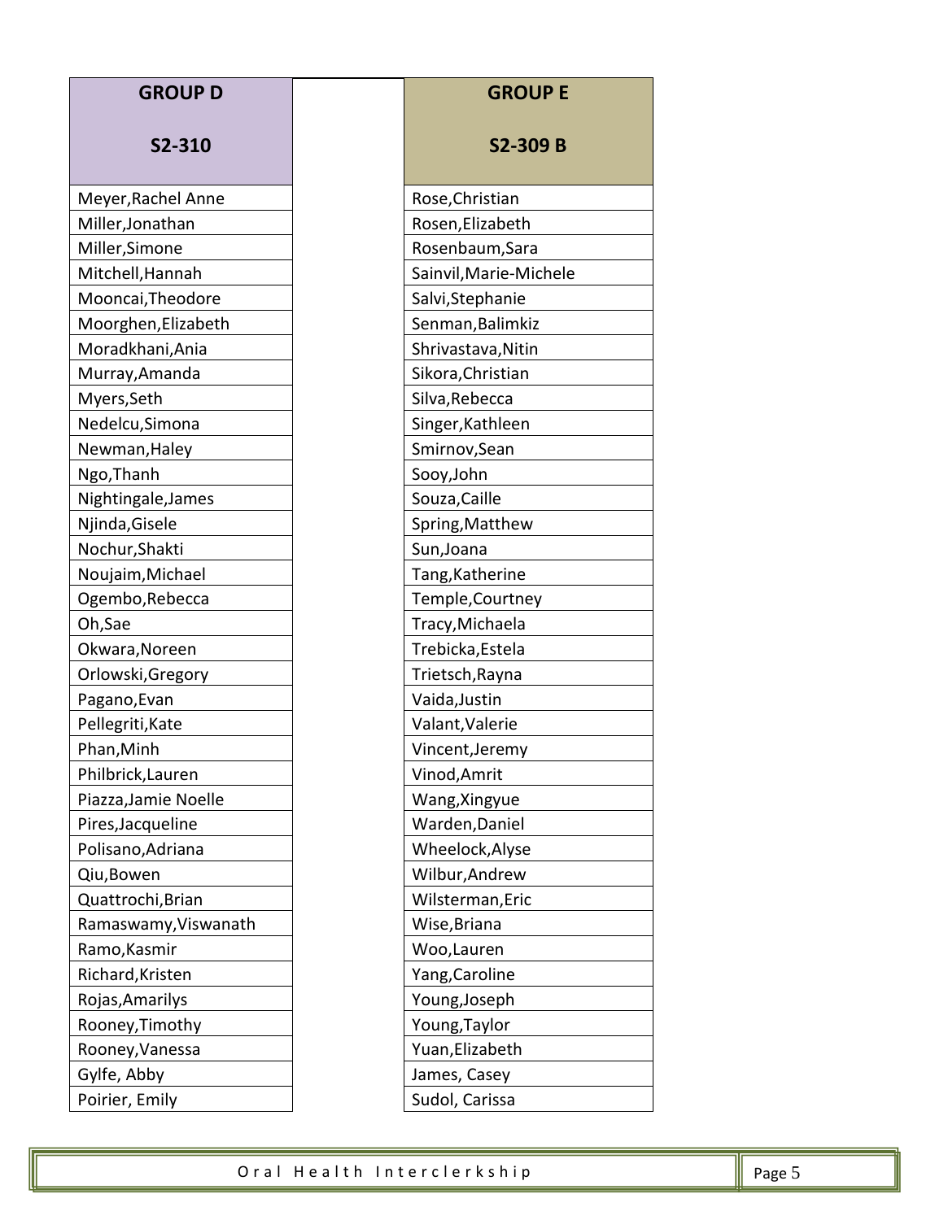| GROUP D<br><br>S2-310 |
|---|
| Meyer,Rachel Anne |
| Miller,Jonathan |
| Miller,Simone |
| Mitchell,Hannah |
| Mooncai,Theodore |
| Moorghen,Elizabeth |
| Moradkhani,Ania |
| Murray,Amanda |
| Myers,Seth |
| Nedelcu,Simona |
| Newman,Haley |
| Ngo,Thanh |
| Nightingale,James |
| Njinda,Gisele |
| Nochur,Shakti |
| Noujaim,Michael |
| Ogembo,Rebecca |
| Oh,Sae |
| Okwara,Noreen |
| Orlowski,Gregory |
| Pagano,Evan |
| Pellegriti,Kate |
| Phan,Minh |
| Philbrick,Lauren |
| Piazza,Jamie Noelle |
| Pires,Jacqueline |
| Polisano,Adriana |
| Qiu,Bowen |
| Quattrochi,Brian |
| Ramaswamy,Viswanath |
| Ramo,Kasmir |
| Richard,Kristen |
| Rojas,Amarilys |
| Rooney,Timothy |
| Rooney,Vanessa |
| Gylfe, Abby |
| Poirier, Emily |

| GROUP E<br><br>S2-309 B |
|---|
| Rose,Christian |
| Rosen,Elizabeth |
| Rosenbaum,Sara |
| Sainvil,Marie-Michele |
| Salvi,Stephanie |
| Senman,Balimkiz |
| Shrivastava,Nitin |
| Sikora,Christian |
| Silva,Rebecca |
| Singer,Kathleen |
| Smirnov,Sean |
| Sooy,John |
| Souza,Caille |
| Spring,Matthew |
| Sun,Joana |
| Tang,Katherine |
| Temple,Courtney |
| Tracy,Michaela |
| Trebicka,Estela |
| Trietsch,Rayna |
| Vaida,Justin |
| Valant,Valerie |
| Vincent,Jeremy |
| Vinod,Amrit |
| Wang,Xingyue |
| Warden,Daniel |
| Wheelock,Alyse |
| Wilbur,Andrew |
| Wilsterman,Eric |
| Wise,Briana |
| Woo,Lauren |
| Yang,Caroline |
| Young,Joseph |
| Young,Taylor |
| Yuan,Elizabeth |
| James, Casey |
| Sudol, Carissa |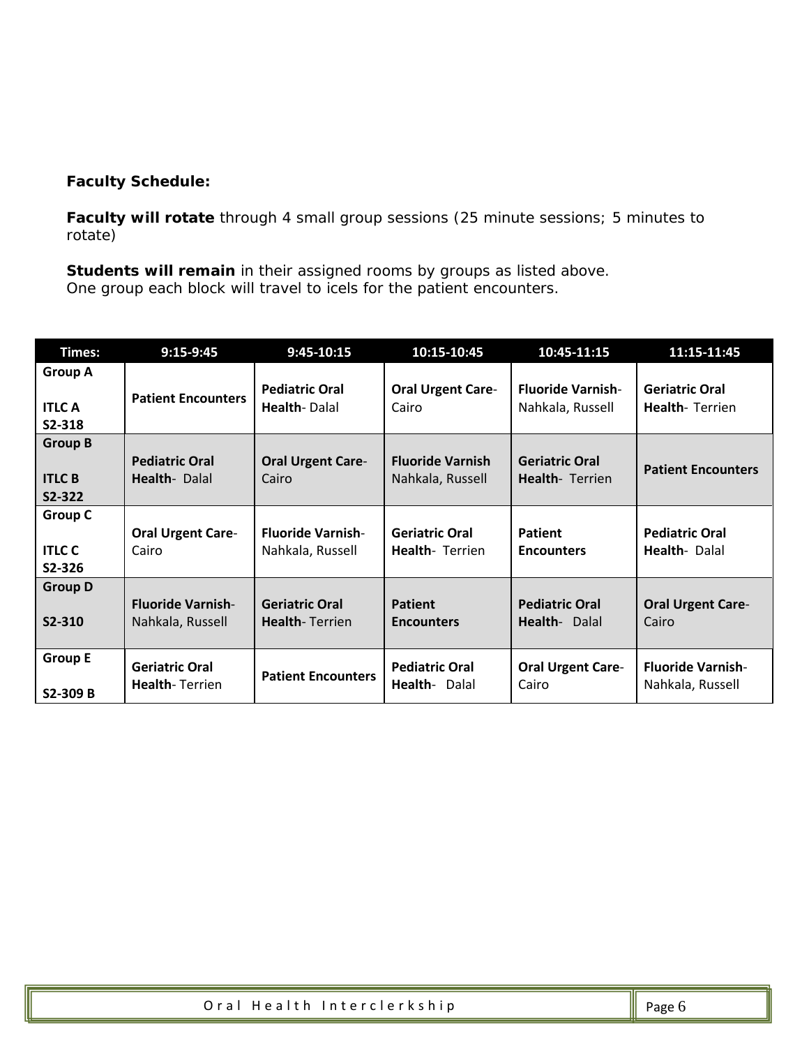**Faculty Schedule:**

**Faculty will rotate** through 4 small group sessions (25 minute sessions; 5 minutes to rotate)

**Students will remain** in their assigned rooms by groups as listed above.
One group each block will travel to icels for the patient encounters.

| Times: | 9:15-9:45 | 9:45-10:15 | 10:15-10:45 | 10:45-11:15 | 11:15-11:45 |
|---|---|---|---|---|---|
| **Group A** **ITLC A** **S2-318** | **Patient Encounters** | **Pediatric Oral Health**- Dalal | **Oral Urgent Care**- Cairo | **Fluoride Varnish**- Nahkala, Russell | **Geriatric Oral Health**- Terrien |
| **Group B** **ITLC B** **S2-322** | **Pediatric Oral Health**- Dalal | **Oral Urgent Care**- Cairo | **Fluoride Varnish** Nahkala, Russell | **Geriatric Oral Health**- Terrien | **Patient Encounters** |
| **Group C** **ITLC C** **S2-326** | **Oral Urgent Care**- Cairo | **Fluoride Varnish**- Nahkala, Russell | **Geriatric Oral Health**- Terrien | **Patient Encounters** | **Pediatric Oral Health**- Dalal |
| **Group D** **S2-310** | **Fluoride Varnish**- Nahkala, Russell | **Geriatric Oral Health**- Terrien | **Patient Encounters** | **Pediatric Oral Health**- Dalal | **Oral Urgent Care**- Cairo |
| **Group E** **S2-309 B** | **Geriatric Oral Health**- Terrien | **Patient Encounters** | **Pediatric Oral Health**- Dalal | **Oral Urgent Care**- Cairo | **Fluoride Varnish**- Nahkala, Russell |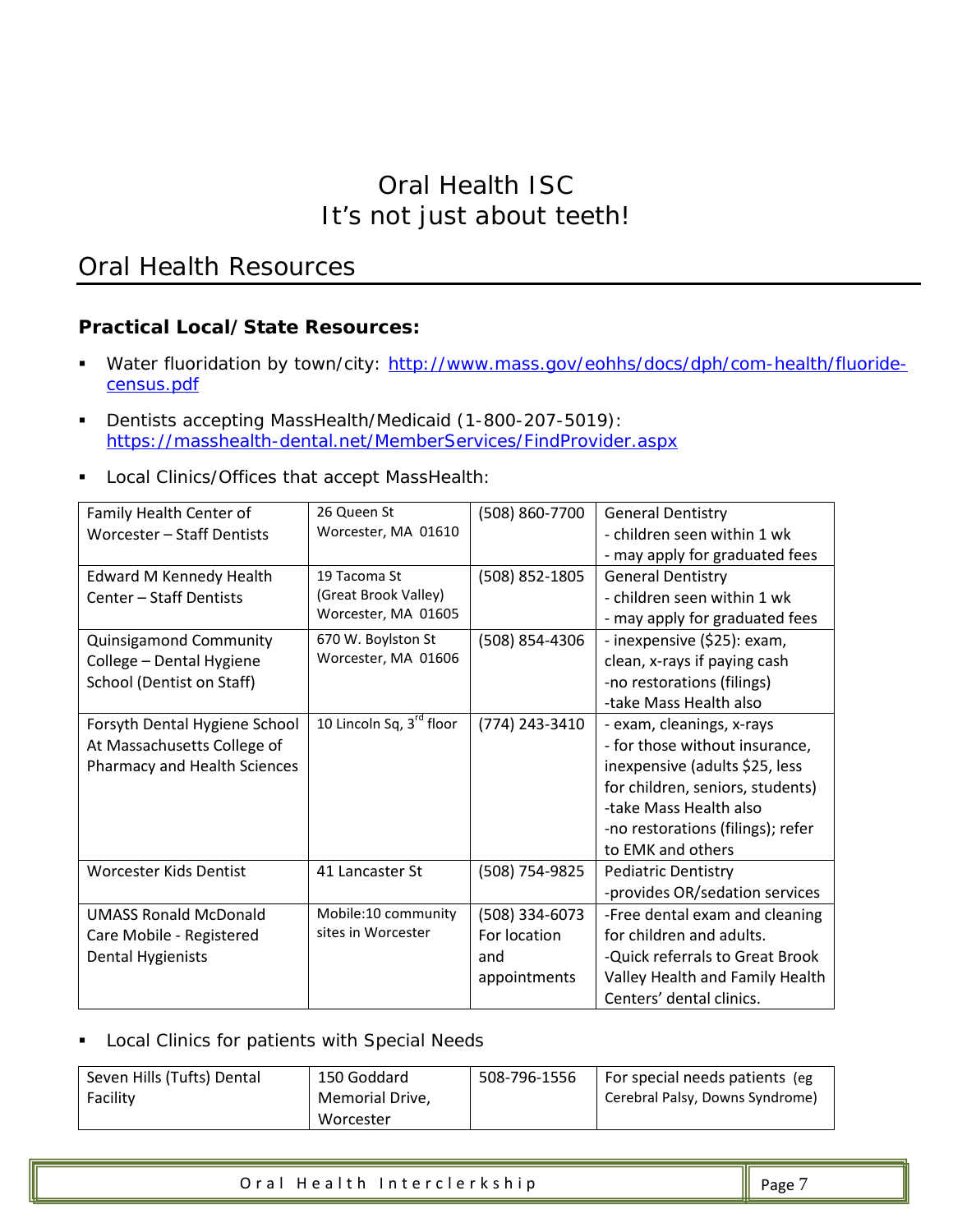# Oral Health ISC
# It's not just about teeth!

## Oral Health Resources

### Practical Local/State Resources:

- Water fluoridation by town/city: [http://www.mass.gov/eohhs/docs/dph/com-health/fluoride-census.pdf](http://www.mass.gov/eohhs/docs/dph/com-health/fluoride-census.pdf)
- Dentists accepting MassHealth/Medicaid (1-800-207-5019): [https://masshealth-dental.net/MemberServices/FindProvider.aspx](https://masshealth-dental.net/MemberServices/FindProvider.aspx)
- Local Clinics/Offices that accept MassHealth:

| | | | |
|---|---|---|---|
| Family Health Center of Worcester – Staff Dentists | 26 Queen St<br>Worcester, MA 01610 | (508) 860-7700 | General Dentistry<br>- children seen within 1 wk<br>- may apply for graduated fees |
| Edward M Kennedy Health Center – Staff Dentists | 19 Tacoma St<br>(Great Brook Valley)<br>Worcester, MA 01605 | (508) 852-1805 | General Dentistry<br>- children seen within 1 wk<br>- may apply for graduated fees |
| Quinsigamond Community College – Dental Hygiene School (Dentist on Staff) | 670 W. Boylston St<br>Worcester, MA 01606 | (508) 854-4306 | - inexpensive ($25): exam, clean, x-rays if paying cash<br>-no restorations (fillings)<br>-take Mass Health also |
| Forsyth Dental Hygiene School At Massachusetts College of Pharmacy and Health Sciences | 10 Lincoln Sq, 3rd floor | (774) 243-3410 | - exam, cleanings, x-rays<br>- for those without insurance, inexpensive (adults $25, less for children, seniors, students)<br>-take Mass Health also<br>-no restorations (fillings); refer to EMK and others |
| Worcester Kids Dentist | 41 Lancaster St | (508) 754-9825 | Pediatric Dentistry<br>-provides OR/sedation services |
| UMASS Ronald McDonald Care Mobile - Registered Dental Hygienists | Mobile:10 community sites in Worcester | (508) 334-6073 For location and appointments | -Free dental exam and cleaning for children and adults.<br>-Quick referrals to Great Brook Valley Health and Family Health Centers' dental clinics. |

- Local Clinics for patients with Special Needs

| | | | |
|---|---|---|---|
| Seven Hills (Tufts) Dental Facility | 150 Goddard Memorial Drive, Worcester | 508-796-1556 | For special needs patients (eg Cerebral Palsy, Downs Syndrome) |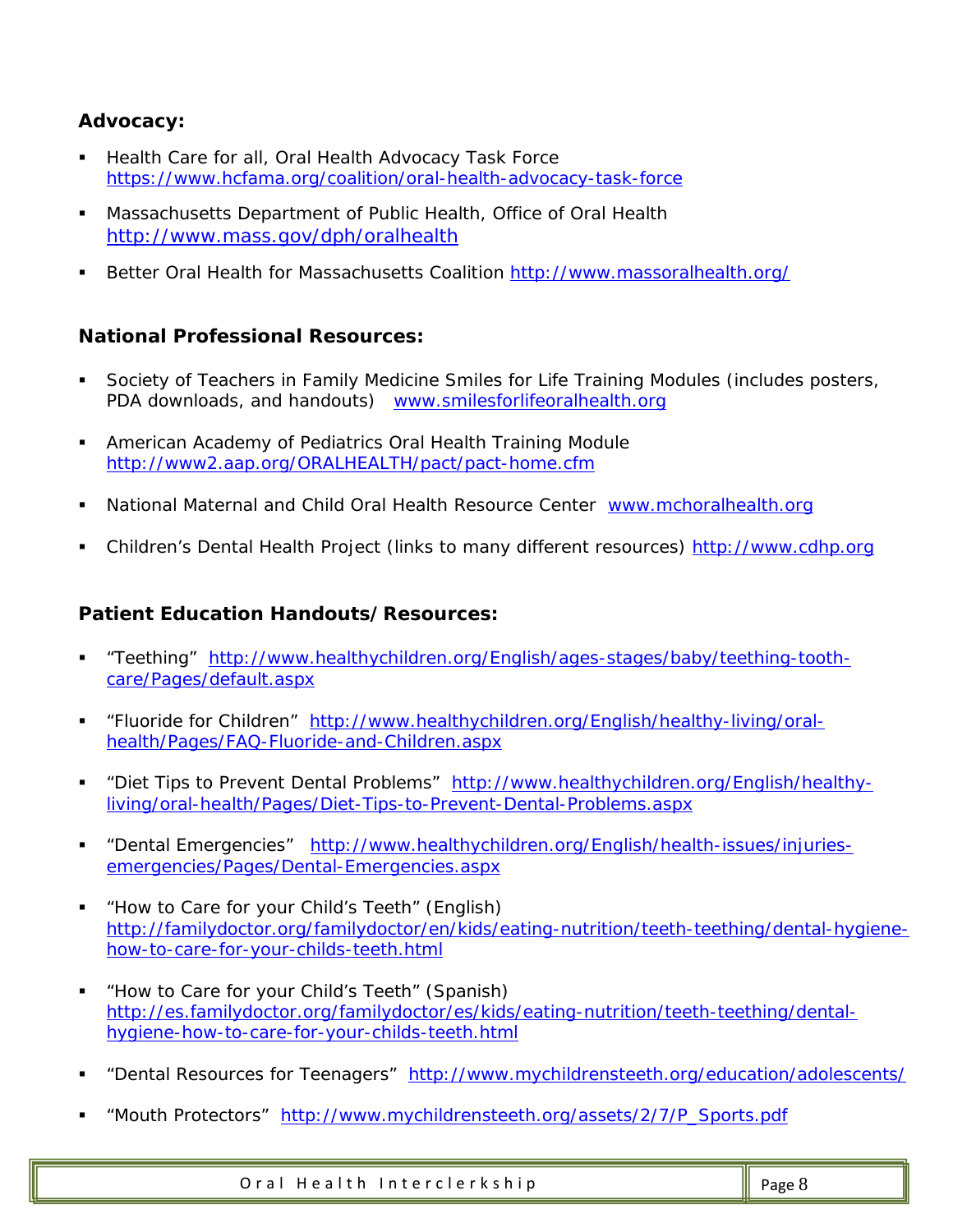### Advocacy:

- Health Care for all, Oral Health Advocacy Task Force https://www.hcfama.org/coalition/oral-health-advocacy-task-force
- Massachusetts Department of Public Health, Office of Oral Health http://www.mass.gov/dph/oralhealth
- Better Oral Health for Massachusetts Coalition http://www.massoralhealth.org/

### National Professional Resources:

- Society of Teachers in Family Medicine Smiles for Life Training Modules (includes posters, PDA downloads, and handouts) www.smilesforlifeoralhealth.org
- American Academy of Pediatrics Oral Health Training Module http://www2.aap.org/ORALHEALTH/pact/pact-home.cfm
- National Maternal and Child Oral Health Resource Center www.mchoralhealth.org
- Children's Dental Health Project (links to many different resources) http://www.cdhp.org

### Patient Education Handouts/Resources:

- "Teething" http://www.healthychildren.org/English/ages-stages/baby/teething-tooth-care/Pages/default.aspx
- "Fluoride for Children" http://www.healthychildren.org/English/healthy-living/oral-health/Pages/FAQ-Fluoride-and-Children.aspx
- "Diet Tips to Prevent Dental Problems" http://www.healthychildren.org/English/healthy-living/oral-health/Pages/Diet-Tips-to-Prevent-Dental-Problems.aspx
- "Dental Emergencies" http://www.healthychildren.org/English/health-issues/injuries-emergencies/Pages/Dental-Emergencies.aspx
- "How to Care for your Child's Teeth" (English) http://familydoctor.org/familydoctor/en/kids/eating-nutrition/teeth-teething/dental-hygiene-how-to-care-for-your-childs-teeth.html
- "How to Care for your Child's Teeth" (Spanish) http://es.familydoctor.org/familydoctor/es/kids/eating-nutrition/teeth-teething/dental-hygiene-how-to-care-for-your-childs-teeth.html
- "Dental Resources for Teenagers" http://www.mychildrensteeth.org/education/adolescents/
- "Mouth Protectors" http://www.mychildrensteeth.org/assets/2/7/P_Sports.pdf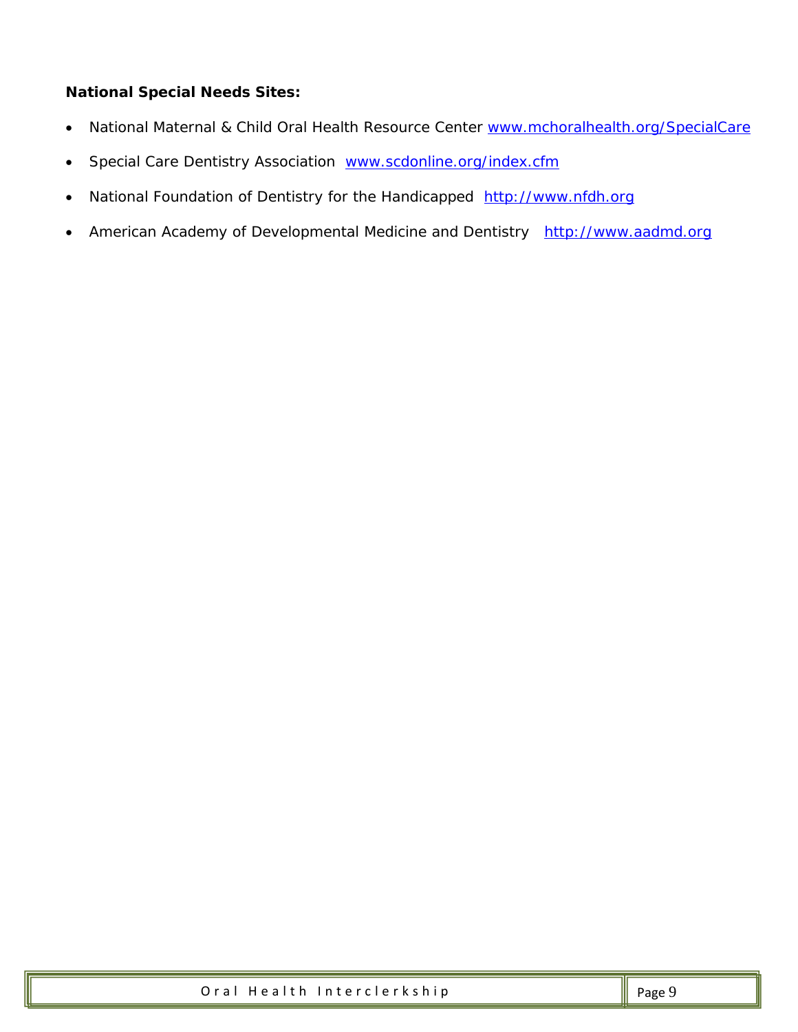**National Special Needs Sites:**

- National Maternal & Child Oral Health Resource Center www.mchoralhealth.org/SpecialCare
- Special Care Dentistry Association www.scdonline.org/index.cfm
- National Foundation of Dentistry for the Handicapped http://www.nfdh.org
- American Academy of Developmental Medicine and Dentistry http://www.aadmd.org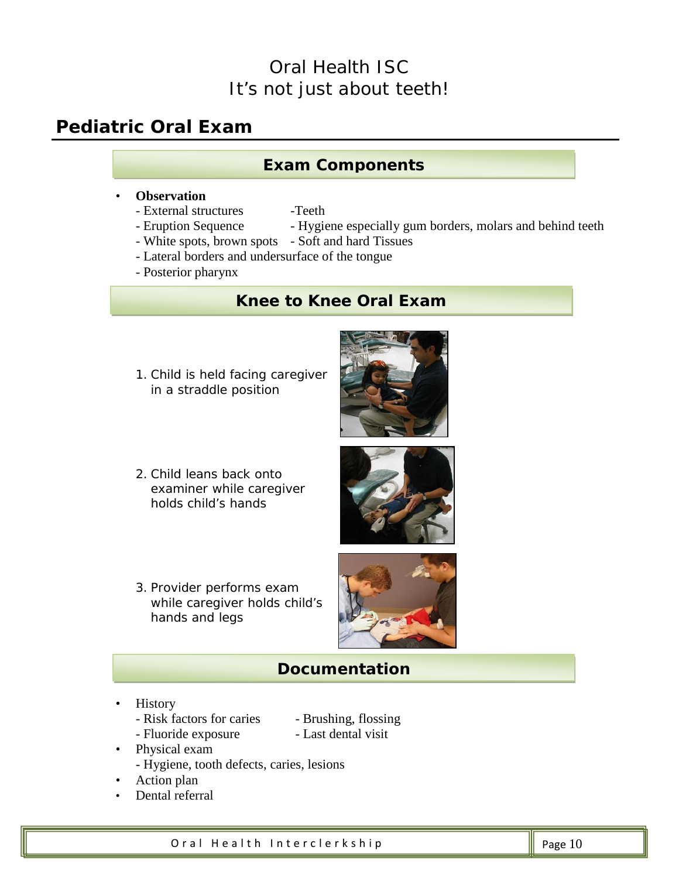# Oral Health ISC
## It's not just about teeth!

## Pediatric Oral Exam

### Exam Components

- **Observation**
  - External structures
  - Eruption Sequence
  - White spots, brown spots
  - Teeth
  - Hygiene especially gum borders, molars and behind teeth
  - Soft and hard Tissues
  - Lateral borders and undersurface of the tongue
  - Posterior pharynx

### Knee to Knee Oral Exam

1. Child is held facing caregiver in a straddle position
2. Child leans back onto examiner while caregiver holds child's hands
3. Provider performs exam while caregiver holds child's hands and legs

### Documentation

- History
  - Risk factors for caries
  - Fluoride exposure
  - Brushing, flossing
  - Last dental visit
- Physical exam
  - Hygiene, tooth defects, caries, lesions
- Action plan
- Dental referral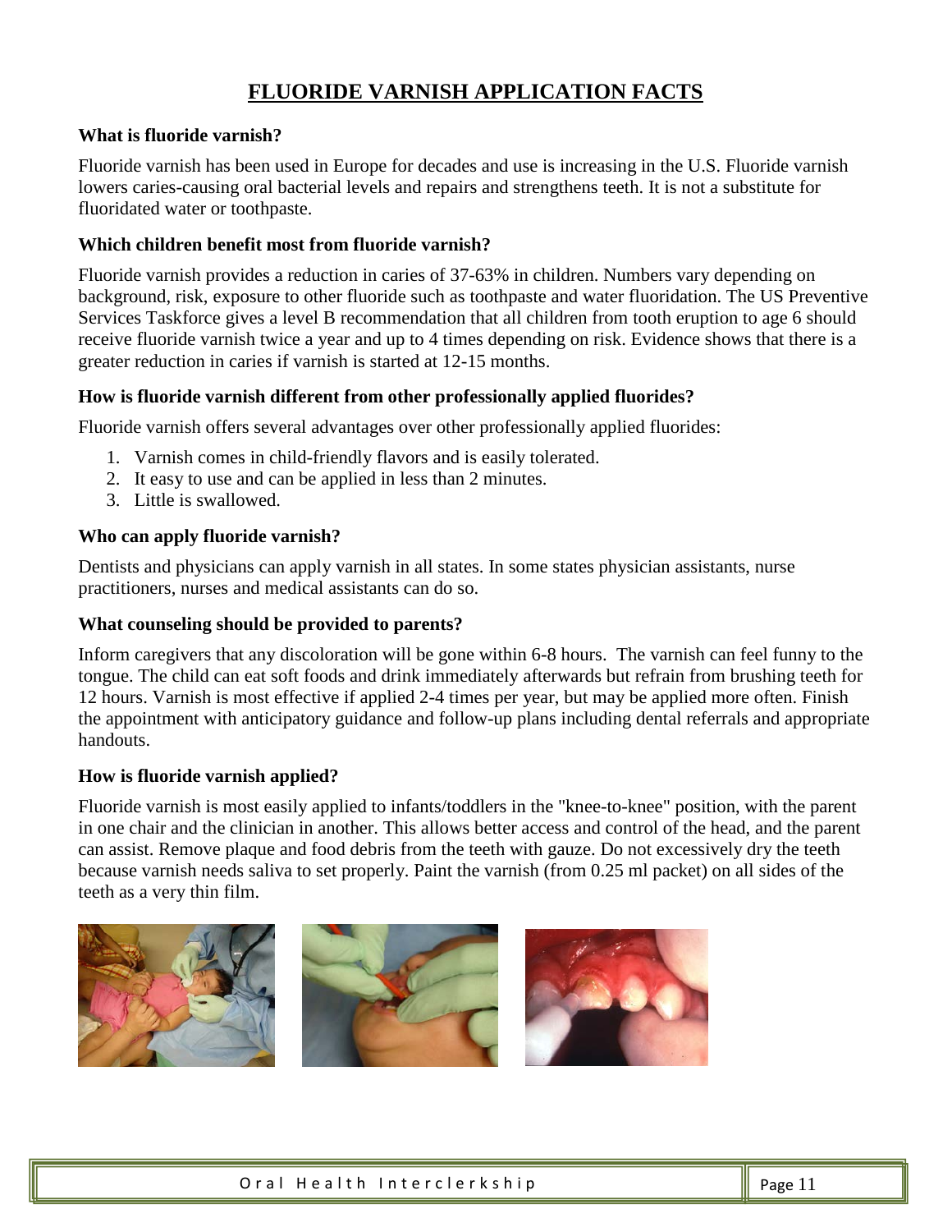# FLUORIDE VARNISH APPLICATION FACTS

**What is fluoride varnish?**

Fluoride varnish has been used in Europe for decades and use is increasing in the U.S. Fluoride varnish lowers caries-causing oral bacterial levels and repairs and strengthens teeth. It is not a substitute for fluoridated water or toothpaste.

**Which children benefit most from fluoride varnish?**

Fluoride varnish provides a reduction in caries of 37-63% in children. Numbers vary depending on background, risk, exposure to other fluoride such as toothpaste and water fluoridation. The US Preventive Services Taskforce gives a level B recommendation that all children from tooth eruption to age 6 should receive fluoride varnish twice a year and up to 4 times depending on risk. Evidence shows that there is a greater reduction in caries if varnish is started at 12-15 months.

**How is fluoride varnish different from other professionally applied fluorides?**

Fluoride varnish offers several advantages over other professionally applied fluorides:

1. Varnish comes in child-friendly flavors and is easily tolerated.
2. It easy to use and can be applied in less than 2 minutes.
3. Little is swallowed.

**Who can apply fluoride varnish?**

Dentists and physicians can apply varnish in all states. In some states physician assistants, nurse practitioners, nurses and medical assistants can do so.

**What counseling should be provided to parents?**

Inform caregivers that any discoloration will be gone within 6-8 hours. The varnish can feel funny to the tongue. The child can eat soft foods and drink immediately afterwards but refrain from brushing teeth for 12 hours. Varnish is most effective if applied 2-4 times per year, but may be applied more often. Finish the appointment with anticipatory guidance and follow-up plans including dental referrals and appropriate handouts.

**How is fluoride varnish applied?**

Fluoride varnish is most easily applied to infants/toddlers in the "knee-to-knee" position, with the parent in one chair and the clinician in another. This allows better access and control of the head, and the parent can assist. Remove plaque and food debris from the teeth with gauze. Do not excessively dry the teeth because varnish needs saliva to set properly. Paint the varnish (from 0.25 ml packet) on all sides of the teeth as a very thin film.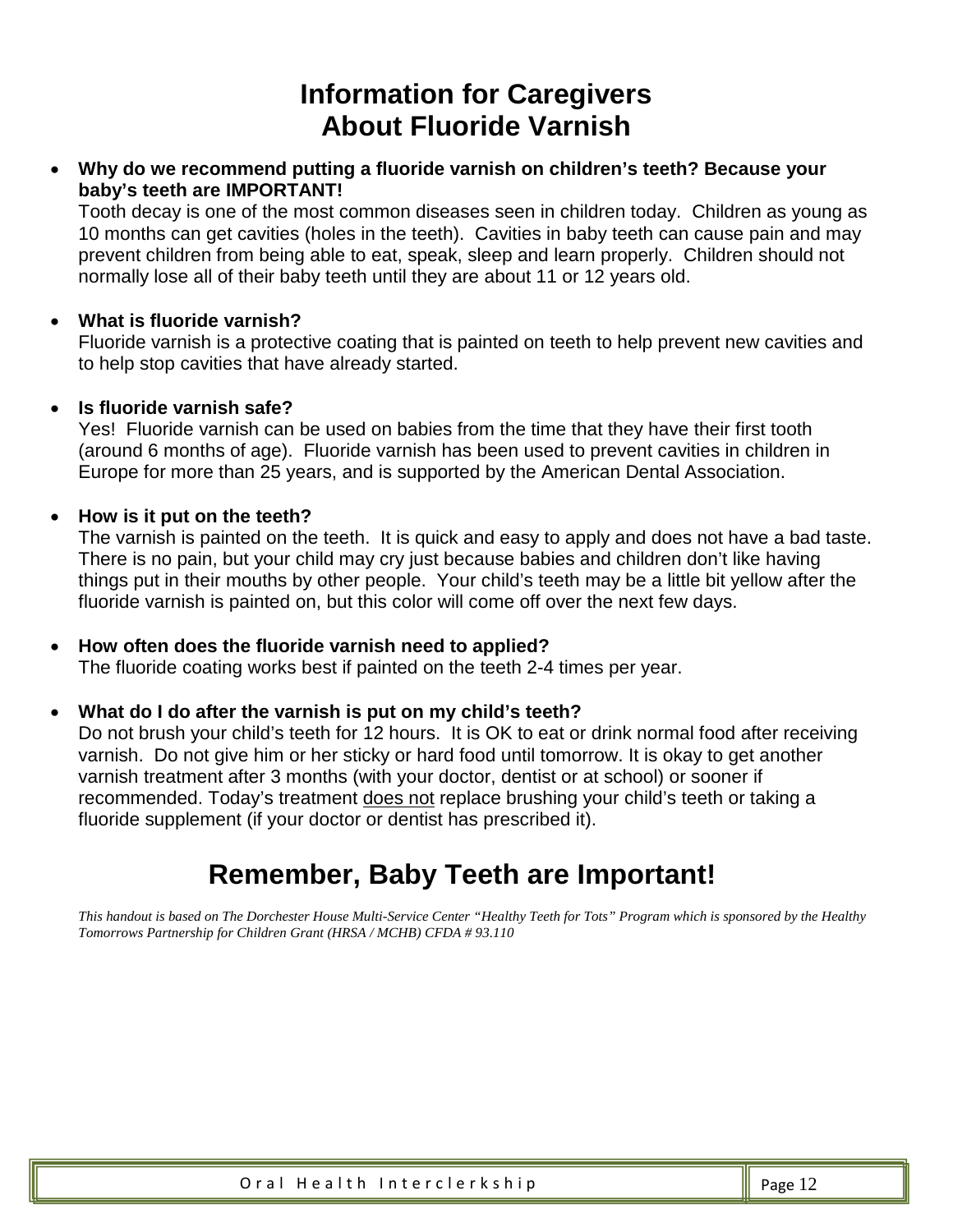# Information for Caregivers About Fluoride Varnish

- **Why do we recommend putting a fluoride varnish on children's teeth? Because your baby's teeth are IMPORTANT!**
  Tooth decay is one of the most common diseases seen in children today. Children as young as 10 months can get cavities (holes in the teeth). Cavities in baby teeth can cause pain and may prevent children from being able to eat, speak, sleep and learn properly. Children should not normally lose all of their baby teeth until they are about 11 or 12 years old.

- **What is fluoride varnish?**
  Fluoride varnish is a protective coating that is painted on teeth to help prevent new cavities and to help stop cavities that have already started.

- **Is fluoride varnish safe?**
  Yes! Fluoride varnish can be used on babies from the time that they have their first tooth (around 6 months of age). Fluoride varnish has been used to prevent cavities in children in Europe for more than 25 years, and is supported by the American Dental Association.

- **How is it put on the teeth?**
  The varnish is painted on the teeth. It is quick and easy to apply and does not have a bad taste. There is no pain, but your child may cry just because babies and children don't like having things put in their mouths by other people. Your child's teeth may be a little bit yellow after the fluoride varnish is painted on, but this color will come off over the next few days.

- **How often does the fluoride varnish need to applied?**
  The fluoride coating works best if painted on the teeth 2-4 times per year.

- **What do I do after the varnish is put on my child's teeth?**
  Do not brush your child's teeth for 12 hours. It is OK to eat or drink normal food after receiving varnish. Do not give him or her sticky or hard food until tomorrow. It is okay to get another varnish treatment after 3 months (with your doctor, dentist or at school) or sooner if recommended. Today's treatment <u>does not</u> replace brushing your child's teeth or taking a fluoride supplement (if your doctor or dentist has prescribed it).

## Remember, Baby Teeth are Important!

*This handout is based on The Dorchester House Multi-Service Center "Healthy Teeth for Tots" Program which is sponsored by the Healthy Tomorrows Partnership for Children Grant (HRSA / MCHB) CFDA # 93.110*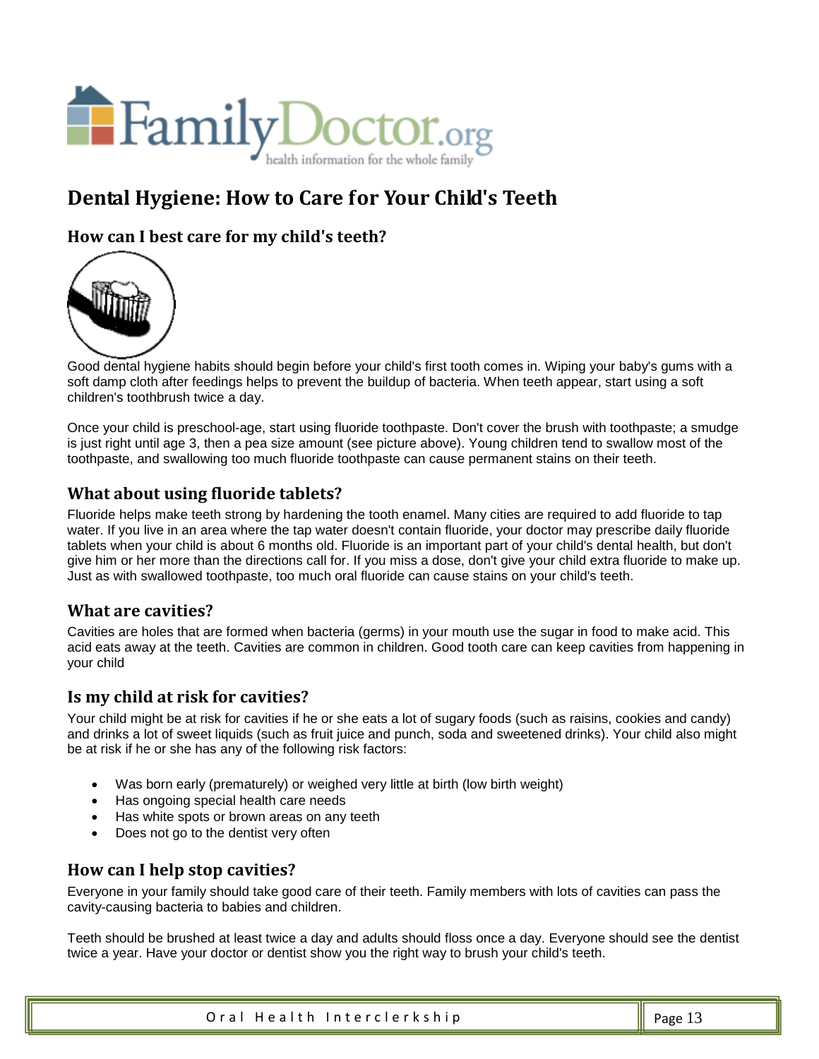FamilyDoctor.org
health information for the whole family

# Dental Hygiene: How to Care for Your Child's Teeth

## How can I best care for my child's teeth?

Good dental hygiene habits should begin before your child's first tooth comes in. Wiping your baby's gums with a soft damp cloth after feedings helps to prevent the buildup of bacteria. When teeth appear, start using a soft children's toothbrush twice a day.

Once your child is preschool-age, start using fluoride toothpaste. Don't cover the brush with toothpaste; a smudge is just right until age 3, then a pea size amount (see picture above). Young children tend to swallow most of the toothpaste, and swallowing too much fluoride toothpaste can cause permanent stains on their teeth.

## What about using fluoride tablets?

Fluoride helps make teeth strong by hardening the tooth enamel. Many cities are required to add fluoride to tap water. If you live in an area where the tap water doesn't contain fluoride, your doctor may prescribe daily fluoride tablets when your child is about 6 months old. Fluoride is an important part of your child's dental health, but don't give him or her more than the directions call for. If you miss a dose, don't give your child extra fluoride to make up. Just as with swallowed toothpaste, too much oral fluoride can cause stains on your child's teeth.

## What are cavities?

Cavities are holes that are formed when bacteria (germs) in your mouth use the sugar in food to make acid. This acid eats away at the teeth. Cavities are common in children. Good tooth care can keep cavities from happening in your child

## Is my child at risk for cavities?

Your child might be at risk for cavities if he or she eats a lot of sugary foods (such as raisins, cookies and candy) and drinks a lot of sweet liquids (such as fruit juice and punch, soda and sweetened drinks). Your child also might be at risk if he or she has any of the following risk factors:

- Was born early (prematurely) or weighed very little at birth (low birth weight)
- Has ongoing special health care needs
- Has white spots or brown areas on any teeth
- Does not go to the dentist very often

## How can I help stop cavities?

Everyone in your family should take good care of their teeth. Family members with lots of cavities can pass the cavity-causing bacteria to babies and children.

Teeth should be brushed at least twice a day and adults should floss once a day. Everyone should see the dentist twice a year. Have your doctor or dentist show you the right way to brush your child's teeth.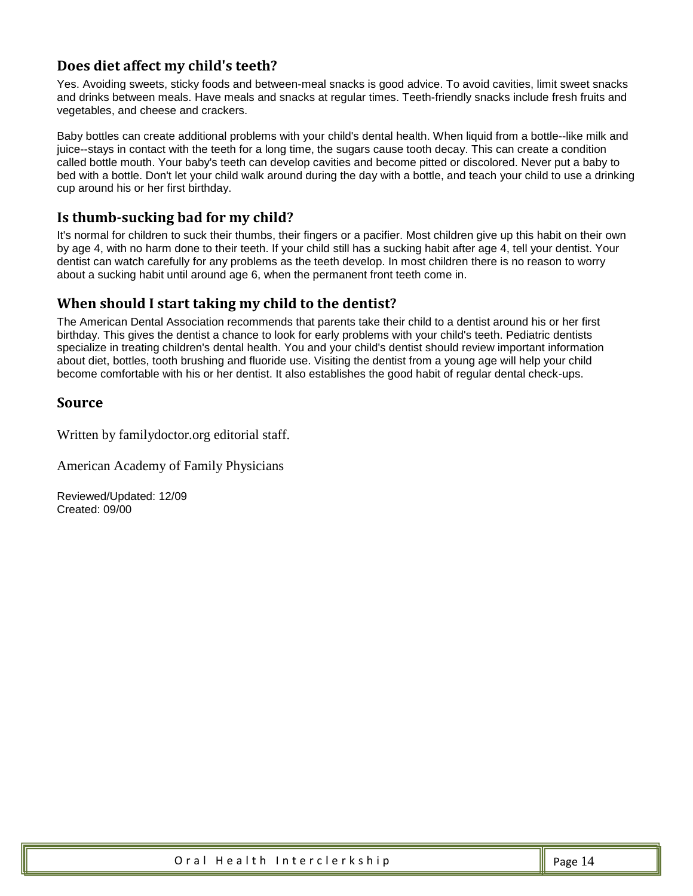## Does diet affect my child's teeth?

Yes. Avoiding sweets, sticky foods and between-meal snacks is good advice. To avoid cavities, limit sweet snacks and drinks between meals. Have meals and snacks at regular times. Teeth-friendly snacks include fresh fruits and vegetables, and cheese and crackers.

Baby bottles can create additional problems with your child's dental health. When liquid from a bottle--like milk and juice--stays in contact with the teeth for a long time, the sugars cause tooth decay. This can create a condition called bottle mouth. Your baby's teeth can develop cavities and become pitted or discolored. Never put a baby to bed with a bottle. Don't let your child walk around during the day with a bottle, and teach your child to use a drinking cup around his or her first birthday.

## Is thumb-sucking bad for my child?

It's normal for children to suck their thumbs, their fingers or a pacifier. Most children give up this habit on their own by age 4, with no harm done to their teeth. If your child still has a sucking habit after age 4, tell your dentist. Your dentist can watch carefully for any problems as the teeth develop. In most children there is no reason to worry about a sucking habit until around age 6, when the permanent front teeth come in.

## When should I start taking my child to the dentist?

The American Dental Association recommends that parents take their child to a dentist around his or her first birthday. This gives the dentist a chance to look for early problems with your child's teeth. Pediatric dentists specialize in treating children's dental health. You and your child's dentist should review important information about diet, bottles, tooth brushing and fluoride use. Visiting the dentist from a young age will help your child become comfortable with his or her dentist. It also establishes the good habit of regular dental check-ups.

## Source

Written by familydoctor.org editorial staff.

American Academy of Family Physicians

Reviewed/Updated: 12/09
Created: 09/00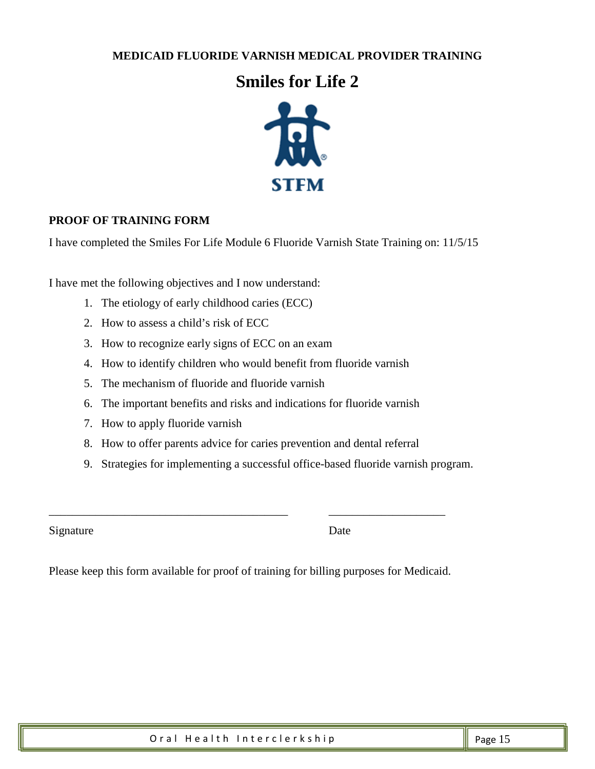**MEDICAID FLUORIDE VARNISH MEDICAL PROVIDER TRAINING**

# Smiles for Life 2

STFM

**PROOF OF TRAINING FORM**

I have completed the Smiles For Life Module 6 Fluoride Varnish State Training on: 11/5/15

I have met the following objectives and I now understand:

1. The etiology of early childhood caries (ECC)
2. How to assess a child's risk of ECC
3. How to recognize early signs of ECC on an exam
4. How to identify children who would benefit from fluoride varnish
5. The mechanism of fluoride and fluoride varnish
6. The important benefits and risks and indications for fluoride varnish
7. How to apply fluoride varnish
8. How to offer parents advice for caries prevention and dental referral
9. Strategies for implementing a successful office-based fluoride varnish program.

_________________________________________ ____________________

Signature Date

Please keep this form available for proof of training for billing purposes for Medicaid.